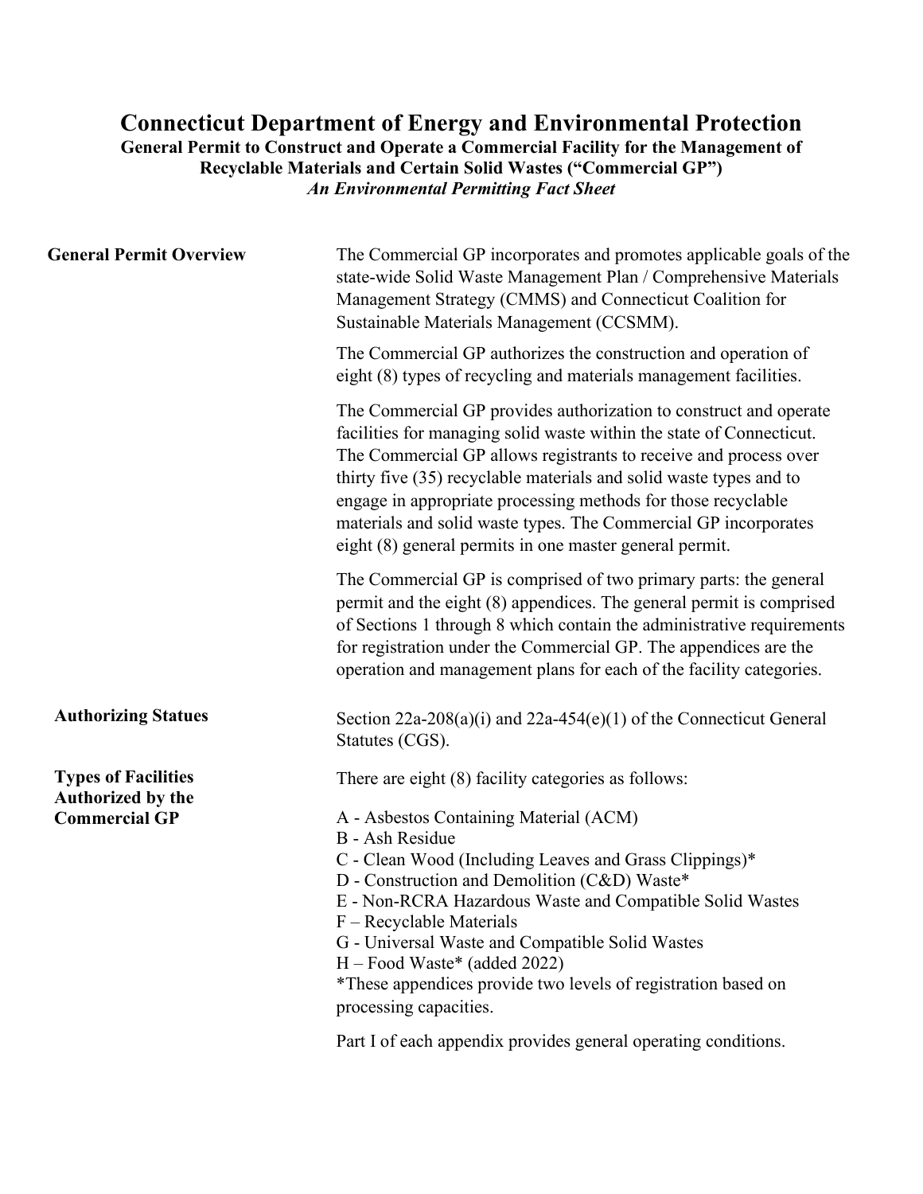# Connecticut Department of Energy and Environmental Protection

## General Permit to Construct and Operate a Commercial Facility for the Management of Recyclable Materials and Certain Solid Wastes ("Commercial GP")

***An Environmental Permitting Fact Sheet***

**General Permit Overview**

The Commercial GP incorporates and promotes applicable goals of the state-wide Solid Waste Management Plan / Comprehensive Materials Management Strategy (CMMS) and Connecticut Coalition for Sustainable Materials Management (CCSMM).

The Commercial GP authorizes the construction and operation of eight (8) types of recycling and materials management facilities.

The Commercial GP provides authorization to construct and operate facilities for managing solid waste within the state of Connecticut. The Commercial GP allows registrants to receive and process over thirty five (35) recyclable materials and solid waste types and to engage in appropriate processing methods for those recyclable materials and solid waste types. The Commercial GP incorporates eight (8) general permits in one master general permit.

The Commercial GP is comprised of two primary parts: the general permit and the eight (8) appendices. The general permit is comprised of Sections 1 through 8 which contain the administrative requirements for registration under the Commercial GP. The appendices are the operation and management plans for each of the facility categories.

**Authorizing Statues**

Section 22a-208(a)(i) and 22a-454(e)(1) of the Connecticut General Statutes (CGS).

**Types of Facilities Authorized by the Commercial GP**

There are eight (8) facility categories as follows:

A - Asbestos Containing Material (ACM)
B - Ash Residue
C - Clean Wood (Including Leaves and Grass Clippings)*
D - Construction and Demolition (C&D) Waste*
E - Non-RCRA Hazardous Waste and Compatible Solid Wastes
F – Recyclable Materials
G - Universal Waste and Compatible Solid Wastes
H – Food Waste* (added 2022)
*These appendices provide two levels of registration based on processing capacities.

Part I of each appendix provides general operating conditions.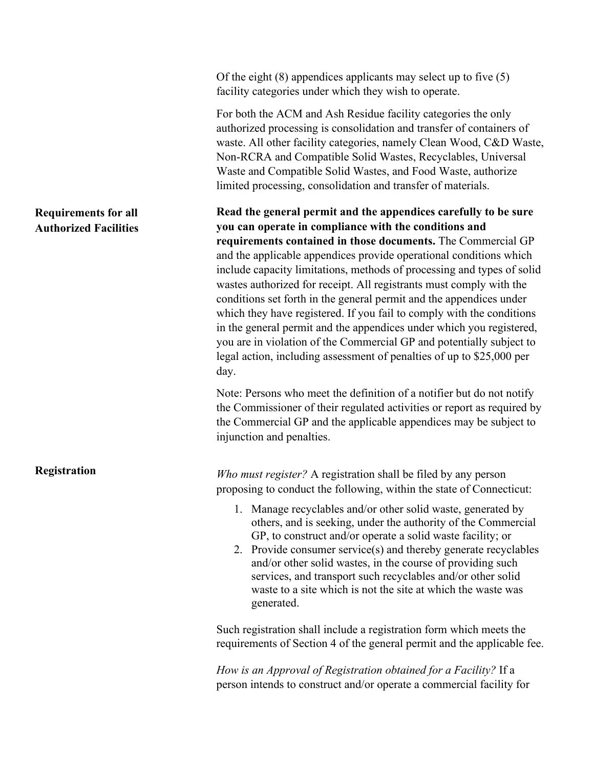Of the eight (8) appendices applicants may select up to five (5) facility categories under which they wish to operate.

For both the ACM and Ash Residue facility categories the only authorized processing is consolidation and transfer of containers of waste. All other facility categories, namely Clean Wood, C&D Waste, Non-RCRA and Compatible Solid Wastes, Recyclables, Universal Waste and Compatible Solid Wastes, and Food Waste, authorize limited processing, consolidation and transfer of materials.

## Requirements for all Authorized Facilities

**Read the general permit and the appendices carefully to be sure you can operate in compliance with the conditions and requirements contained in those documents.** The Commercial GP and the applicable appendices provide operational conditions which include capacity limitations, methods of processing and types of solid wastes authorized for receipt. All registrants must comply with the conditions set forth in the general permit and the appendices under which they have registered. If you fail to comply with the conditions in the general permit and the appendices under which you registered, you are in violation of the Commercial GP and potentially subject to legal action, including assessment of penalties of up to $25,000 per day.

Note: Persons who meet the definition of a notifier but do not notify the Commissioner of their regulated activities or report as required by the Commercial GP and the applicable appendices may be subject to injunction and penalties.

## Registration

*Who must register?* A registration shall be filed by any person proposing to conduct the following, within the state of Connecticut:

1. Manage recyclables and/or other solid waste, generated by others, and is seeking, under the authority of the Commercial GP, to construct and/or operate a solid waste facility; or
2. Provide consumer service(s) and thereby generate recyclables and/or other solid wastes, in the course of providing such services, and transport such recyclables and/or other solid waste to a site which is not the site at which the waste was generated.

Such registration shall include a registration form which meets the requirements of Section 4 of the general permit and the applicable fee.

*How is an Approval of Registration obtained for a Facility?* If a person intends to construct and/or operate a commercial facility for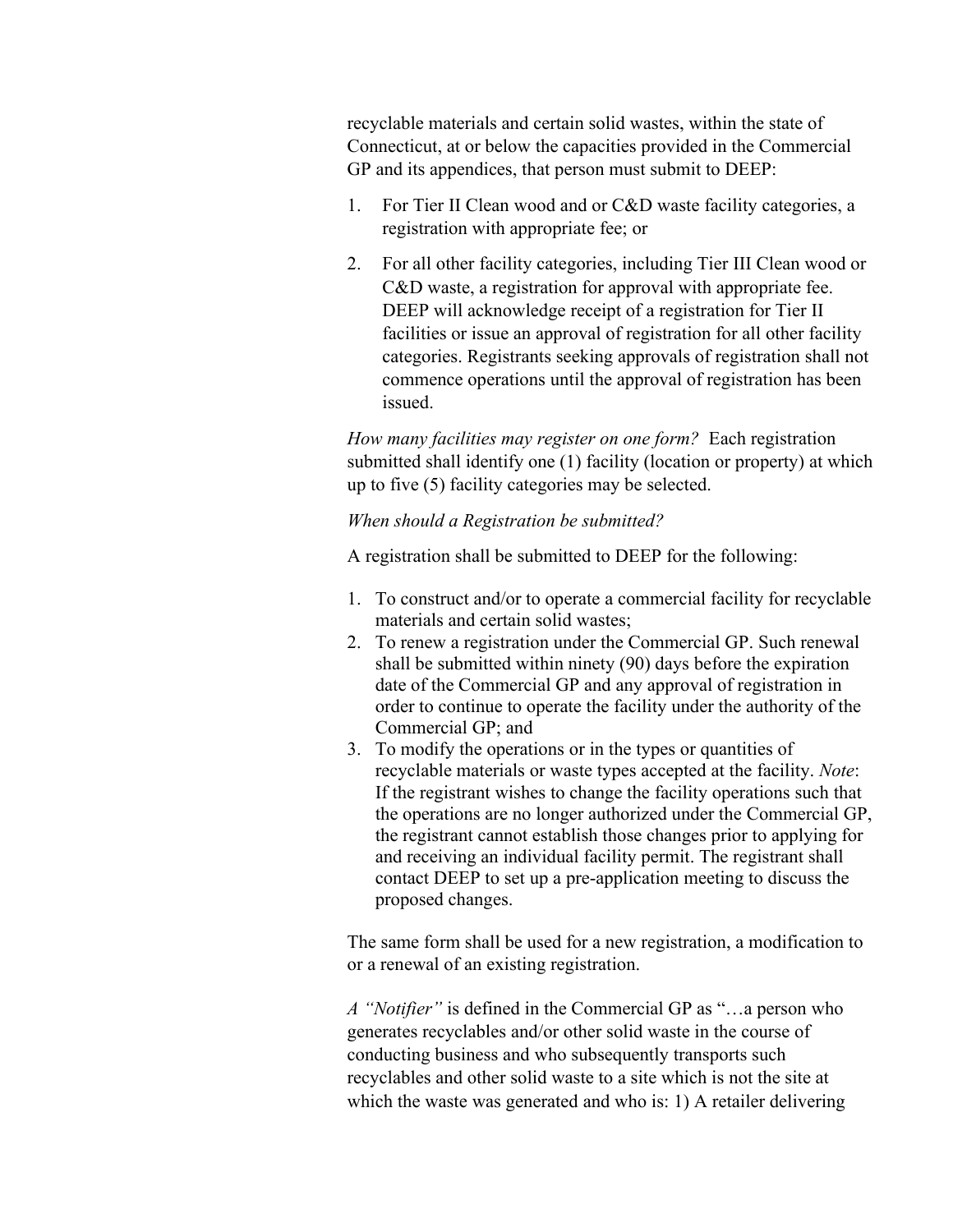recyclable materials and certain solid wastes, within the state of Connecticut, at or below the capacities provided in the Commercial GP and its appendices, that person must submit to DEEP:

1. For Tier II Clean wood and or C&D waste facility categories, a registration with appropriate fee; or

2. For all other facility categories, including Tier III Clean wood or C&D waste, a registration for approval with appropriate fee. DEEP will acknowledge receipt of a registration for Tier II facilities or issue an approval of registration for all other facility categories. Registrants seeking approvals of registration shall not commence operations until the approval of registration has been issued.

*How many facilities may register on one form?* Each registration submitted shall identify one (1) facility (location or property) at which up to five (5) facility categories may be selected.

*When should a Registration be submitted?*

A registration shall be submitted to DEEP for the following:

1. To construct and/or to operate a commercial facility for recyclable materials and certain solid wastes;
2. To renew a registration under the Commercial GP. Such renewal shall be submitted within ninety (90) days before the expiration date of the Commercial GP and any approval of registration in order to continue to operate the facility under the authority of the Commercial GP; and
3. To modify the operations or in the types or quantities of recyclable materials or waste types accepted at the facility. *Note*: If the registrant wishes to change the facility operations such that the operations are no longer authorized under the Commercial GP, the registrant cannot establish those changes prior to applying for and receiving an individual facility permit. The registrant shall contact DEEP to set up a pre-application meeting to discuss the proposed changes.

The same form shall be used for a new registration, a modification to or a renewal of an existing registration.

*A "Notifier"* is defined in the Commercial GP as "…a person who generates recyclables and/or other solid waste in the course of conducting business and who subsequently transports such recyclables and other solid waste to a site which is not the site at which the waste was generated and who is: 1) A retailer delivering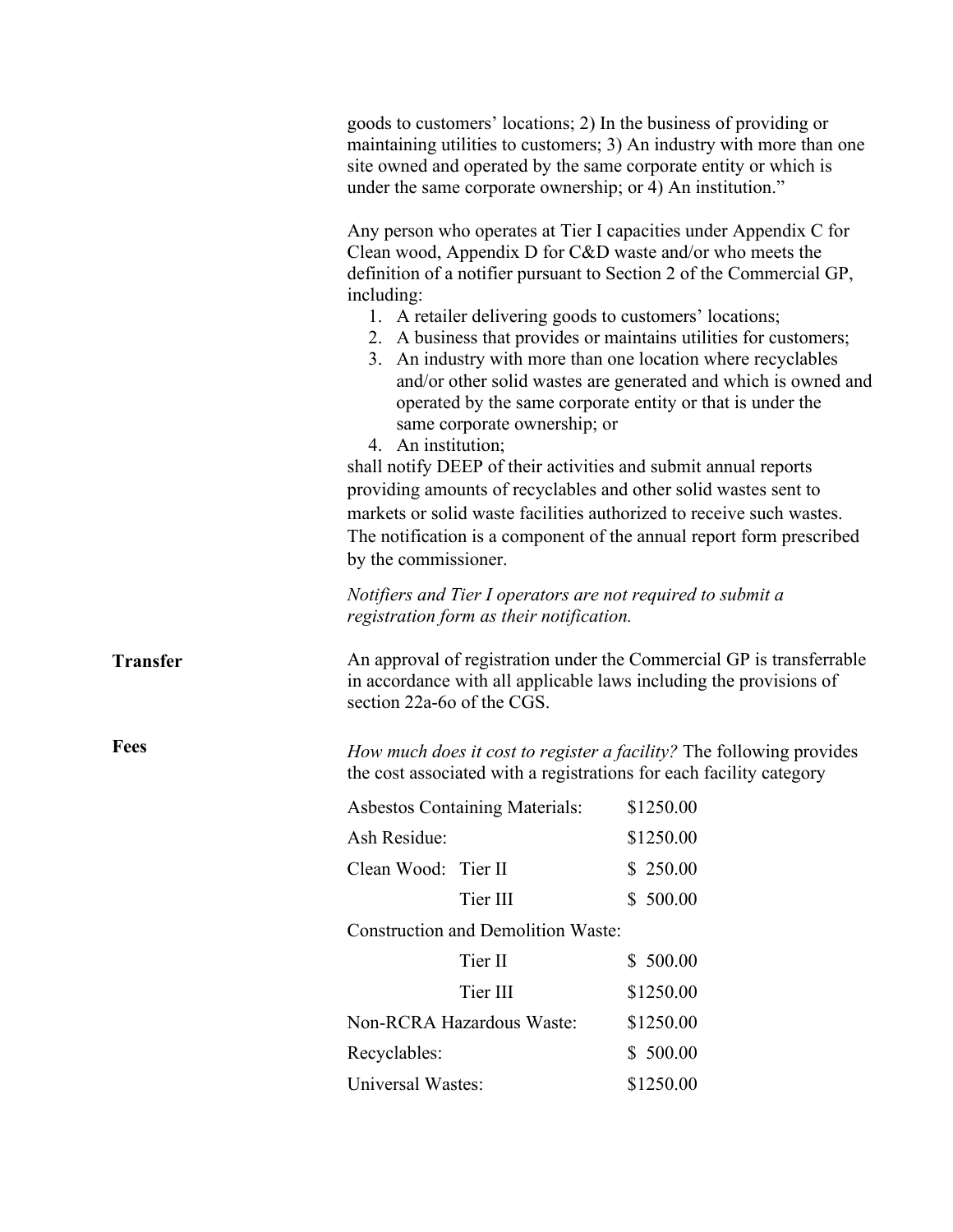goods to customers' locations; 2) In the business of providing or maintaining utilities to customers; 3) An industry with more than one site owned and operated by the same corporate entity or which is under the same corporate ownership; or 4) An institution."

Any person who operates at Tier I capacities under Appendix C for Clean wood, Appendix D for C&D waste and/or who meets the definition of a notifier pursuant to Section 2 of the Commercial GP, including:

1. A retailer delivering goods to customers' locations;
2. A business that provides or maintains utilities for customers;
3. An industry with more than one location where recyclables and/or other solid wastes are generated and which is owned and operated by the same corporate entity or that is under the same corporate ownership; or
4. An institution;

shall notify DEEP of their activities and submit annual reports providing amounts of recyclables and other solid wastes sent to markets or solid waste facilities authorized to receive such wastes. The notification is a component of the annual report form prescribed by the commissioner.

*Notifiers and Tier I operators are not required to submit a registration form as their notification.*

**Transfer**

An approval of registration under the Commercial GP is transferrable in accordance with all applicable laws including the provisions of section 22a-6o of the CGS.

**Fees**

*How much does it cost to register a facility?* The following provides the cost associated with a registrations for each facility category

| | | |
|---|---|---|
| Asbestos Containing Materials: | | $1250.00 |
| Ash Residue: | | $1250.00 |
| Clean Wood: | Tier II | $ 250.00 |
| | Tier III | $ 500.00 |
| Construction and Demolition Waste: | | |
| | Tier II | $ 500.00 |
| | Tier III | $1250.00 |
| Non-RCRA Hazardous Waste: | | $1250.00 |
| Recyclables: | | $ 500.00 |
| Universal Wastes: | | $1250.00 |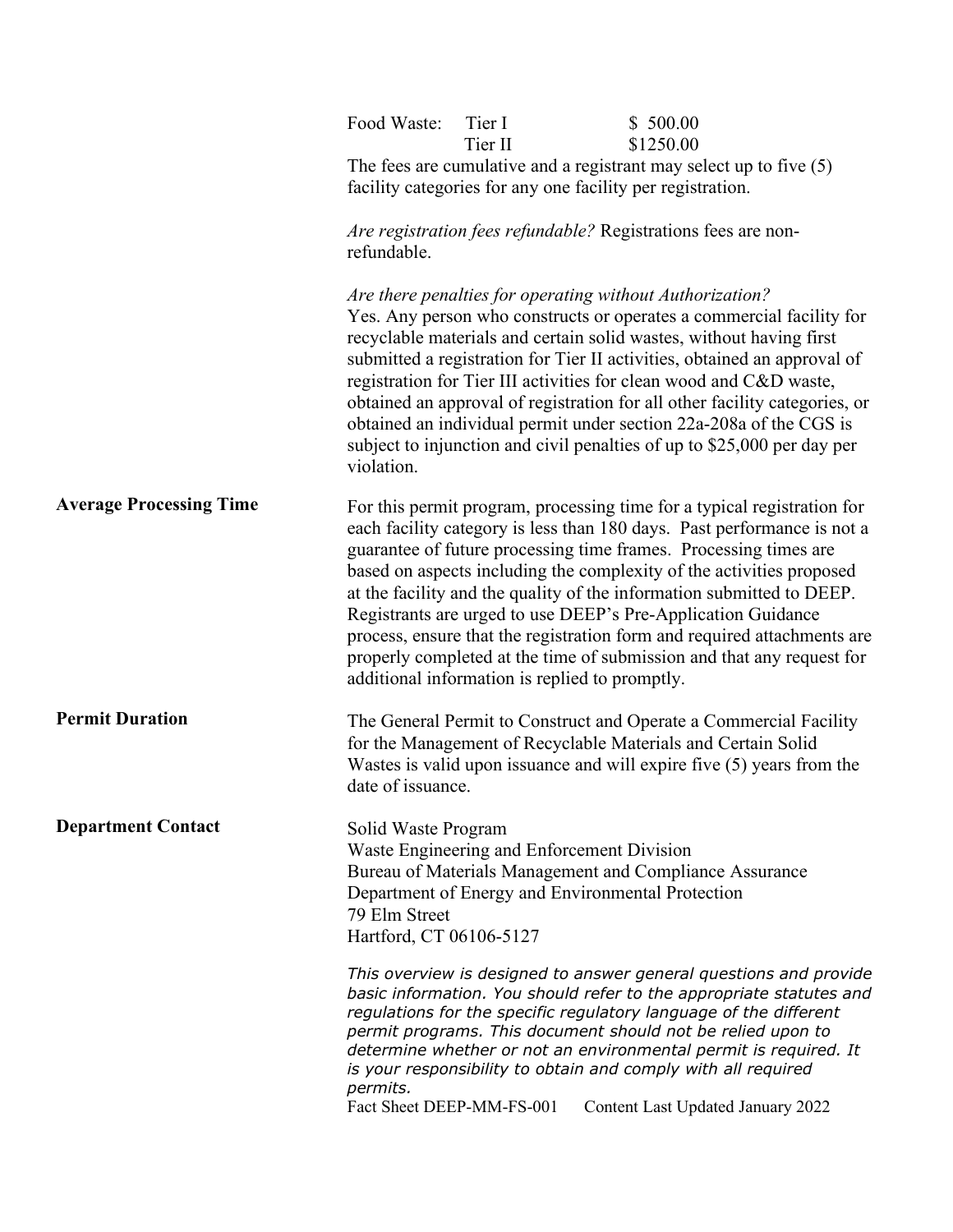| | | |
|---|---|---|
| Food Waste: | Tier I | \$ 500.00 |
| | Tier II | \$1250.00 |

The fees are cumulative and a registrant may select up to five (5) facility categories for any one facility per registration.

*Are registration fees refundable?* Registrations fees are non-refundable.

*Are there penalties for operating without Authorization?*
Yes. Any person who constructs or operates a commercial facility for recyclable materials and certain solid wastes, without having first submitted a registration for Tier II activities, obtained an approval of registration for Tier III activities for clean wood and C&D waste, obtained an approval of registration for all other facility categories, or obtained an individual permit under section 22a-208a of the CGS is subject to injunction and civil penalties of up to \$25,000 per day per violation.

**Average Processing Time**

For this permit program, processing time for a typical registration for each facility category is less than 180 days. Past performance is not a guarantee of future processing time frames. Processing times are based on aspects including the complexity of the activities proposed at the facility and the quality of the information submitted to DEEP. Registrants are urged to use DEEP's Pre-Application Guidance process, ensure that the registration form and required attachments are properly completed at the time of submission and that any request for additional information is replied to promptly.

**Permit Duration**

The General Permit to Construct and Operate a Commercial Facility for the Management of Recyclable Materials and Certain Solid Wastes is valid upon issuance and will expire five (5) years from the date of issuance.

**Department Contact**

Solid Waste Program
Waste Engineering and Enforcement Division
Bureau of Materials Management and Compliance Assurance
Department of Energy and Environmental Protection
79 Elm Street
Hartford, CT 06106-5127

*This overview is designed to answer general questions and provide basic information. You should refer to the appropriate statutes and regulations for the specific regulatory language of the different permit programs. This document should not be relied upon to determine whether or not an environmental permit is required. It is your responsibility to obtain and comply with all required permits.*

Fact Sheet DEEP-MM-FS-001 Content Last Updated January 2022